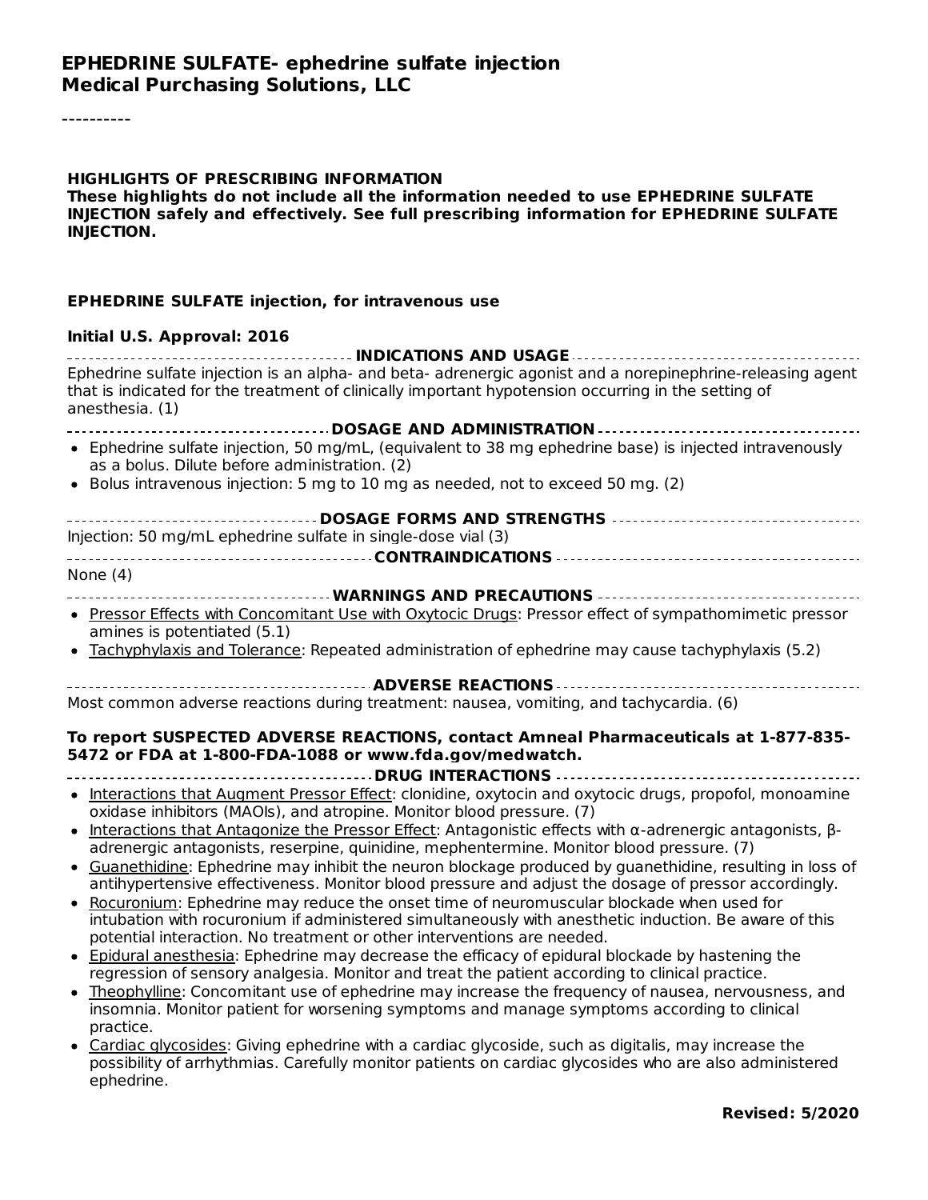# EPHEDRINE SULFATE- ephedrine sulfate injection
**Medical Purchasing Solutions, LLC**

----------

**HIGHLIGHTS OF PRESCRIBING INFORMATION**
**These highlights do not include all the information needed to use EPHEDRINE SULFATE INJECTION safely and effectively. See full prescribing information for EPHEDRINE SULFATE INJECTION.**

**EPHEDRINE SULFATE injection, for intravenous use**

**Initial U.S. Approval: 2016**

## INDICATIONS AND USAGE

Ephedrine sulfate injection is an alpha- and beta- adrenergic agonist and a norepinephrine-releasing agent that is indicated for the treatment of clinically important hypotension occurring in the setting of anesthesia. (1)

## DOSAGE AND ADMINISTRATION

- Ephedrine sulfate injection, 50 mg/mL, (equivalent to 38 mg ephedrine base) is injected intravenously as a bolus. Dilute before administration. (2)
- Bolus intravenous injection: 5 mg to 10 mg as needed, not to exceed 50 mg. (2)

## DOSAGE FORMS AND STRENGTHS

Injection: 50 mg/mL ephedrine sulfate in single-dose vial (3)

## CONTRAINDICATIONS

None (4)

## WARNINGS AND PRECAUTIONS

- Pressor Effects with Concomitant Use with Oxytocic Drugs: Pressor effect of sympathomimetic pressor amines is potentiated (5.1)
- Tachyphylaxis and Tolerance: Repeated administration of ephedrine may cause tachyphylaxis (5.2)

## ADVERSE REACTIONS

Most common adverse reactions during treatment: nausea, vomiting, and tachycardia. (6)

**To report SUSPECTED ADVERSE REACTIONS, contact Amneal Pharmaceuticals at 1-877-835-5472 or FDA at 1-800-FDA-1088 or www.fda.gov/medwatch.**

## DRUG INTERACTIONS

- Interactions that Augment Pressor Effect: clonidine, oxytocin and oxytocic drugs, propofol, monoamine oxidase inhibitors (MAOIs), and atropine. Monitor blood pressure. (7)
- Interactions that Antagonize the Pressor Effect: Antagonistic effects with α-adrenergic antagonists, β-adrenergic antagonists, reserpine, quinidine, mephentermine. Monitor blood pressure. (7)
- Guanethidine: Ephedrine may inhibit the neuron blockage produced by guanethidine, resulting in loss of antihypertensive effectiveness. Monitor blood pressure and adjust the dosage of pressor accordingly.
- Rocuronium: Ephedrine may reduce the onset time of neuromuscular blockade when used for intubation with rocuronium if administered simultaneously with anesthetic induction. Be aware of this potential interaction. No treatment or other interventions are needed.
- Epidural anesthesia: Ephedrine may decrease the efficacy of epidural blockade by hastening the regression of sensory analgesia. Monitor and treat the patient according to clinical practice.
- Theophylline: Concomitant use of ephedrine may increase the frequency of nausea, nervousness, and insomnia. Monitor patient for worsening symptoms and manage symptoms according to clinical practice.
- Cardiac glycosides: Giving ephedrine with a cardiac glycoside, such as digitalis, may increase the possibility of arrhythmias. Carefully monitor patients on cardiac glycosides who are also administered ephedrine.

**Revised: 5/2020**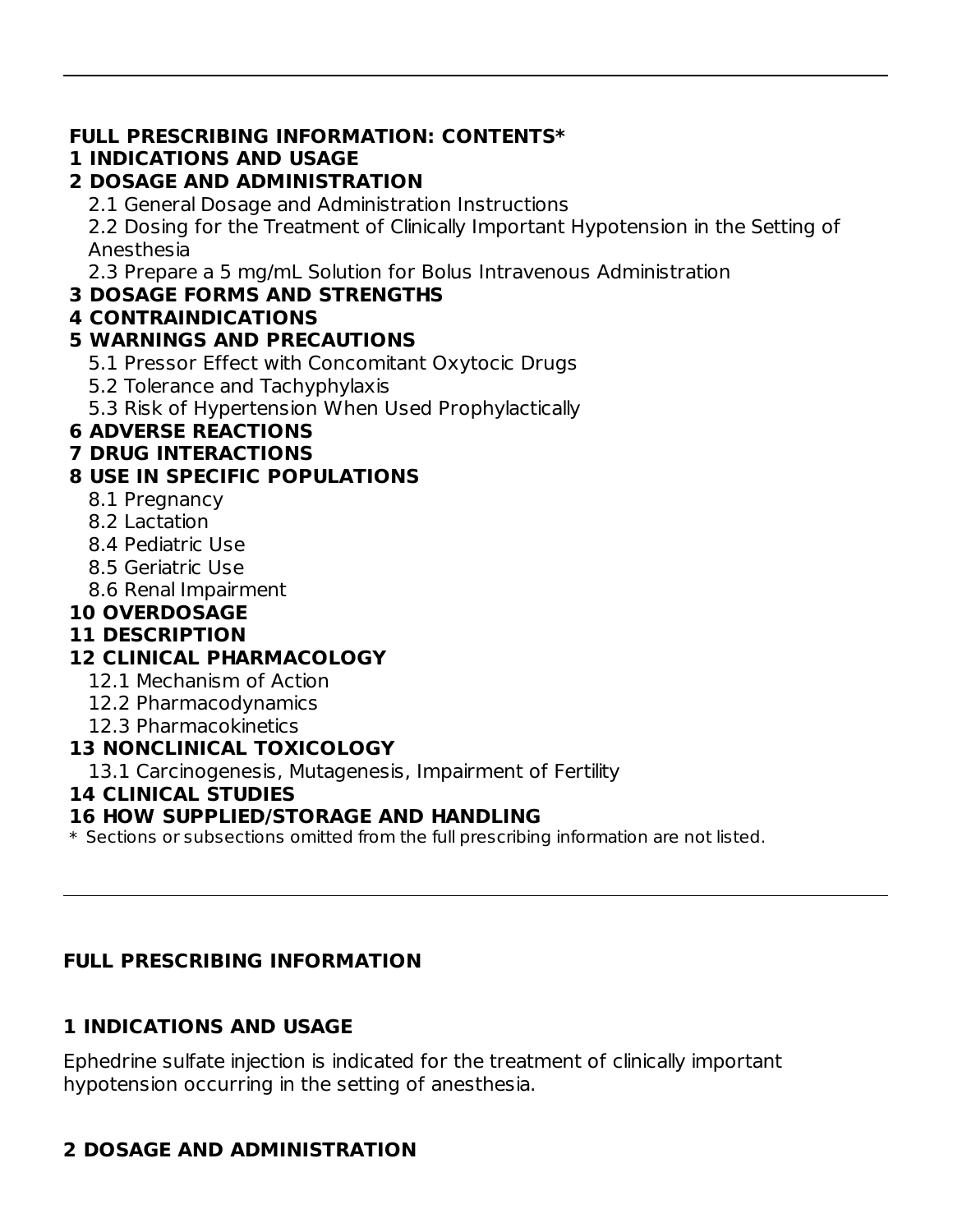**FULL PRESCRIBING INFORMATION: CONTENTS***

**1 INDICATIONS AND USAGE**

**2 DOSAGE AND ADMINISTRATION**

- 2.1 General Dosage and Administration Instructions
- 2.2 Dosing for the Treatment of Clinically Important Hypotension in the Setting of Anesthesia
- 2.3 Prepare a 5 mg/mL Solution for Bolus Intravenous Administration

**3 DOSAGE FORMS AND STRENGTHS**

**4 CONTRAINDICATIONS**

**5 WARNINGS AND PRECAUTIONS**

- 5.1 Pressor Effect with Concomitant Oxytocic Drugs
- 5.2 Tolerance and Tachyphylaxis
- 5.3 Risk of Hypertension When Used Prophylactically

**6 ADVERSE REACTIONS**

**7 DRUG INTERACTIONS**

**8 USE IN SPECIFIC POPULATIONS**

- 8.1 Pregnancy
- 8.2 Lactation
- 8.4 Pediatric Use
- 8.5 Geriatric Use
- 8.6 Renal Impairment

**10 OVERDOSAGE**

**11 DESCRIPTION**

**12 CLINICAL PHARMACOLOGY**

- 12.1 Mechanism of Action
- 12.2 Pharmacodynamics
- 12.3 Pharmacokinetics

**13 NONCLINICAL TOXICOLOGY**

- 13.1 Carcinogenesis, Mutagenesis, Impairment of Fertility

**14 CLINICAL STUDIES**

**16 HOW SUPPLIED/STORAGE AND HANDLING**

\* Sections or subsections omitted from the full prescribing information are not listed.

---

## FULL PRESCRIBING INFORMATION

## 1 INDICATIONS AND USAGE

Ephedrine sulfate injection is indicated for the treatment of clinically important hypotension occurring in the setting of anesthesia.

## 2 DOSAGE AND ADMINISTRATION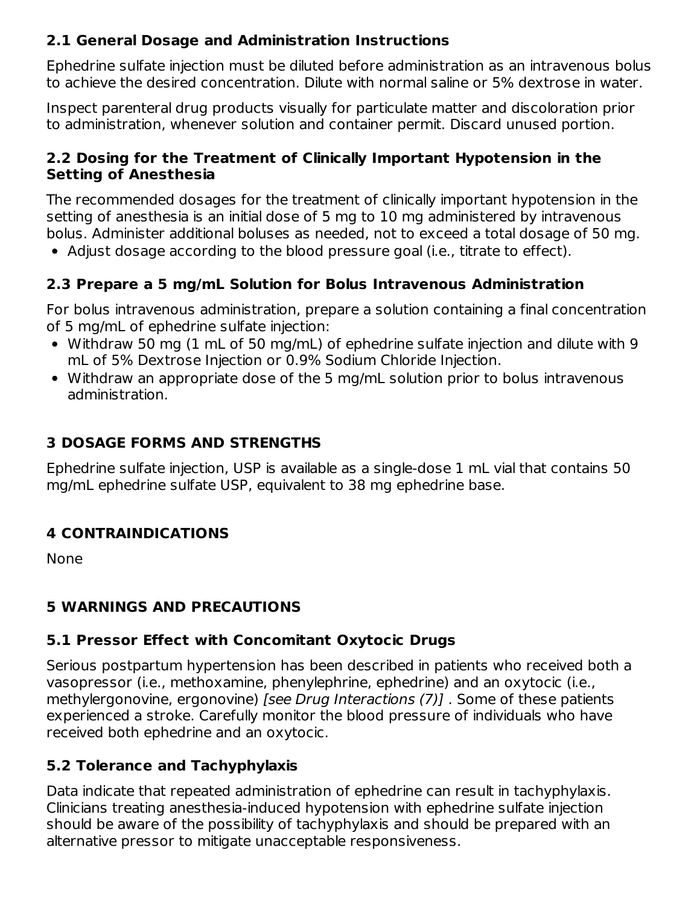## 2.1 General Dosage and Administration Instructions

Ephedrine sulfate injection must be diluted before administration as an intravenous bolus to achieve the desired concentration. Dilute with normal saline or 5% dextrose in water.

Inspect parenteral drug products visually for particulate matter and discoloration prior to administration, whenever solution and container permit. Discard unused portion.

## 2.2 Dosing for the Treatment of Clinically Important Hypotension in the Setting of Anesthesia

The recommended dosages for the treatment of clinically important hypotension in the setting of anesthesia is an initial dose of 5 mg to 10 mg administered by intravenous bolus. Administer additional boluses as needed, not to exceed a total dosage of 50 mg.

- Adjust dosage according to the blood pressure goal (i.e., titrate to effect).

## 2.3 Prepare a 5 mg/mL Solution for Bolus Intravenous Administration

For bolus intravenous administration, prepare a solution containing a final concentration of 5 mg/mL of ephedrine sulfate injection:

- Withdraw 50 mg (1 mL of 50 mg/mL) of ephedrine sulfate injection and dilute with 9 mL of 5% Dextrose Injection or 0.9% Sodium Chloride Injection.
- Withdraw an appropriate dose of the 5 mg/mL solution prior to bolus intravenous administration.

# 3 DOSAGE FORMS AND STRENGTHS

Ephedrine sulfate injection, USP is available as a single-dose 1 mL vial that contains 50 mg/mL ephedrine sulfate USP, equivalent to 38 mg ephedrine base.

# 4 CONTRAINDICATIONS

None

# 5 WARNINGS AND PRECAUTIONS

## 5.1 Pressor Effect with Concomitant Oxytocic Drugs

Serious postpartum hypertension has been described in patients who received both a vasopressor (i.e., methoxamine, phenylephrine, ephedrine) and an oxytocic (i.e., methylergonovine, ergonovine) *[see Drug Interactions (7)]* . Some of these patients experienced a stroke. Carefully monitor the blood pressure of individuals who have received both ephedrine and an oxytocic.

## 5.2 Tolerance and Tachyphylaxis

Data indicate that repeated administration of ephedrine can result in tachyphylaxis. Clinicians treating anesthesia-induced hypotension with ephedrine sulfate injection should be aware of the possibility of tachyphylaxis and should be prepared with an alternative pressor to mitigate unacceptable responsiveness.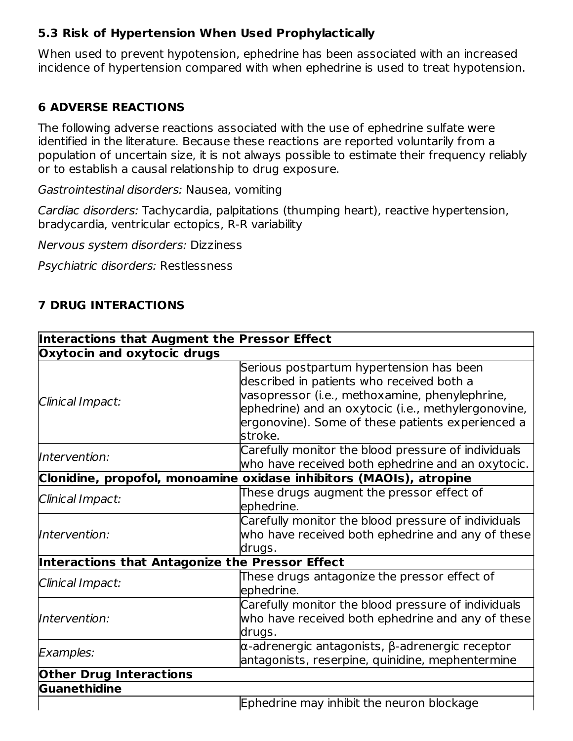### 5.3 Risk of Hypertension When Used Prophylactically

When used to prevent hypotension, ephedrine has been associated with an increased incidence of hypertension compared with when ephedrine is used to treat hypotension.

## 6 ADVERSE REACTIONS

The following adverse reactions associated with the use of ephedrine sulfate were identified in the literature. Because these reactions are reported voluntarily from a population of uncertain size, it is not always possible to estimate their frequency reliably or to establish a causal relationship to drug exposure.

*Gastrointestinal disorders:* Nausea, vomiting

*Cardiac disorders:* Tachycardia, palpitations (thumping heart), reactive hypertension, bradycardia, ventricular ectopics, R-R variability

*Nervous system disorders:* Dizziness

*Psychiatric disorders:* Restlessness

## 7 DRUG INTERACTIONS

| **Interactions that Augment the Pressor Effect** | |
|---|---|
| **Oxytocin and oxytocic drugs** | |
| *Clinical Impact:* | Serious postpartum hypertension has been described in patients who received both a vasopressor (i.e., methoxamine, phenylephrine, ephedrine) and an oxytocic (i.e., methylergonovine, ergonovine). Some of these patients experienced a stroke. |
| *Intervention:* | Carefully monitor the blood pressure of individuals who have received both ephedrine and an oxytocic. |
| **Clonidine, propofol, monoamine oxidase inhibitors (MAOIs), atropine** | |
| *Clinical Impact:* | These drugs augment the pressor effect of ephedrine. |
| *Intervention:* | Carefully monitor the blood pressure of individuals who have received both ephedrine and any of these drugs. |
| **Interactions that Antagonize the Pressor Effect** | |
| *Clinical Impact:* | These drugs antagonize the pressor effect of ephedrine. |
| *Intervention:* | Carefully monitor the blood pressure of individuals who have received both ephedrine and any of these drugs. |
| *Examples:* | α-adrenergic antagonists, β-adrenergic receptor antagonists, reserpine, quinidine, mephentermine |
| **Other Drug Interactions** | |
| **Guanethidine** | |
| | Ephedrine may inhibit the neuron blockage |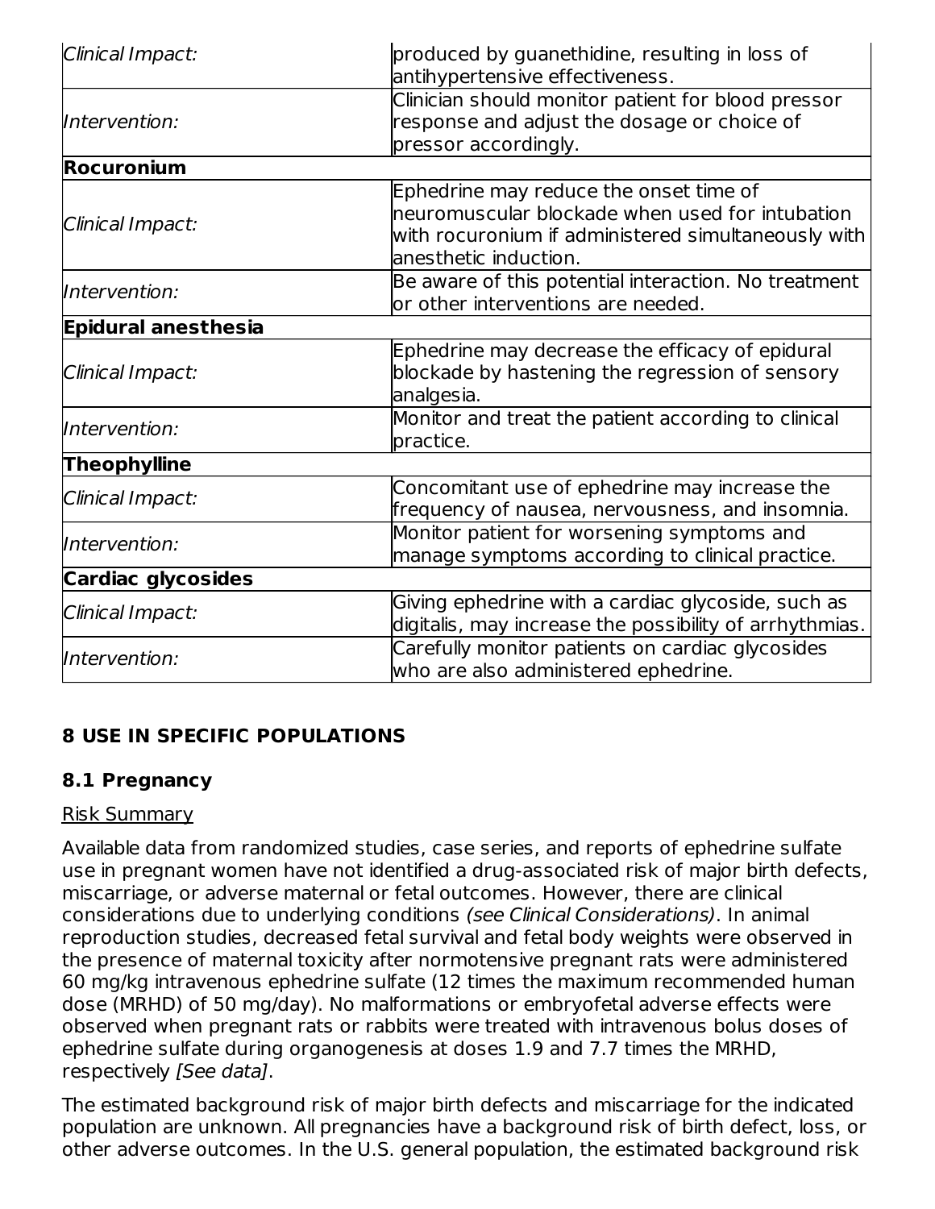| | |
|---|---|
| *Clinical Impact:* | produced by guanethidine, resulting in loss of antihypertensive effectiveness. |
| *Intervention:* | Clinician should monitor patient for blood pressor response and adjust the dosage or choice of pressor accordingly. |
| **Rocuronium** | |
| *Clinical Impact:* | Ephedrine may reduce the onset time of neuromuscular blockade when used for intubation with rocuronium if administered simultaneously with anesthetic induction. |
| *Intervention:* | Be aware of this potential interaction. No treatment or other interventions are needed. |
| **Epidural anesthesia** | |
| *Clinical Impact:* | Ephedrine may decrease the efficacy of epidural blockade by hastening the regression of sensory analgesia. |
| *Intervention:* | Monitor and treat the patient according to clinical practice. |
| **Theophylline** | |
| *Clinical Impact:* | Concomitant use of ephedrine may increase the frequency of nausea, nervousness, and insomnia. |
| *Intervention:* | Monitor patient for worsening symptoms and manage symptoms according to clinical practice. |
| **Cardiac glycosides** | |
| *Clinical Impact:* | Giving ephedrine with a cardiac glycoside, such as digitalis, may increase the possibility of arrhythmias. |
| *Intervention:* | Carefully monitor patients on cardiac glycosides who are also administered ephedrine. |

## 8 USE IN SPECIFIC POPULATIONS

### 8.1 Pregnancy

Risk Summary

Available data from randomized studies, case series, and reports of ephedrine sulfate use in pregnant women have not identified a drug-associated risk of major birth defects, miscarriage, or adverse maternal or fetal outcomes. However, there are clinical considerations due to underlying conditions *(see Clinical Considerations)*. In animal reproduction studies, decreased fetal survival and fetal body weights were observed in the presence of maternal toxicity after normotensive pregnant rats were administered 60 mg/kg intravenous ephedrine sulfate (12 times the maximum recommended human dose (MRHD) of 50 mg/day). No malformations or embryofetal adverse effects were observed when pregnant rats or rabbits were treated with intravenous bolus doses of ephedrine sulfate during organogenesis at doses 1.9 and 7.7 times the MRHD, respectively *[See data]*.

The estimated background risk of major birth defects and miscarriage for the indicated population are unknown. All pregnancies have a background risk of birth defect, loss, or other adverse outcomes. In the U.S. general population, the estimated background risk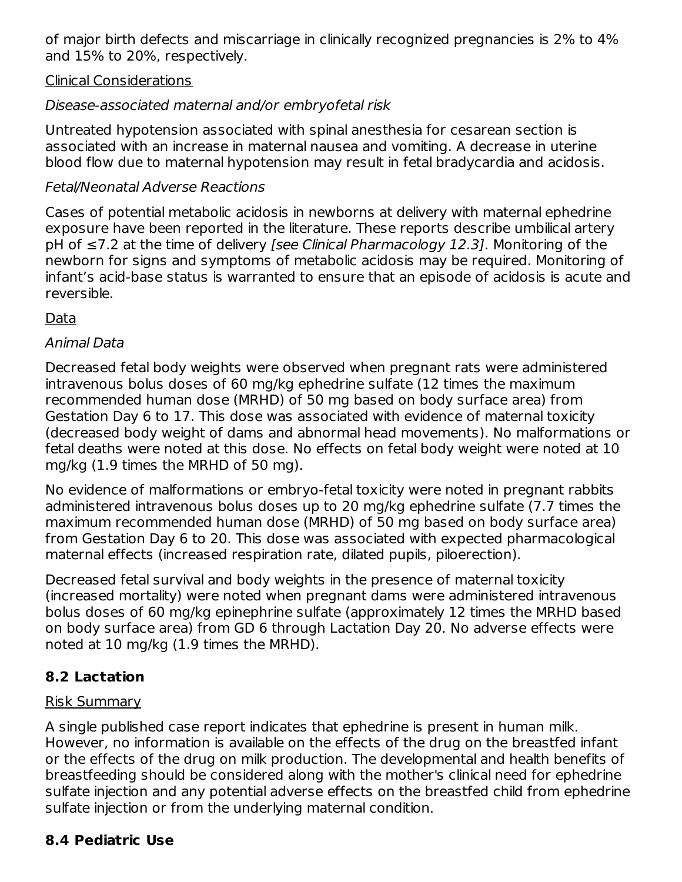of major birth defects and miscarriage in clinically recognized pregnancies is 2% to 4% and 15% to 20%, respectively.

Clinical Considerations

*Disease-associated maternal and/or embryofetal risk*

Untreated hypotension associated with spinal anesthesia for cesarean section is associated with an increase in maternal nausea and vomiting. A decrease in uterine blood flow due to maternal hypotension may result in fetal bradycardia and acidosis.

*Fetal/Neonatal Adverse Reactions*

Cases of potential metabolic acidosis in newborns at delivery with maternal ephedrine exposure have been reported in the literature. These reports describe umbilical artery pH of ≤7.2 at the time of delivery *[see Clinical Pharmacology 12.3]*. Monitoring of the newborn for signs and symptoms of metabolic acidosis may be required. Monitoring of infant's acid-base status is warranted to ensure that an episode of acidosis is acute and reversible.

Data

*Animal Data*

Decreased fetal body weights were observed when pregnant rats were administered intravenous bolus doses of 60 mg/kg ephedrine sulfate (12 times the maximum recommended human dose (MRHD) of 50 mg based on body surface area) from Gestation Day 6 to 17. This dose was associated with evidence of maternal toxicity (decreased body weight of dams and abnormal head movements). No malformations or fetal deaths were noted at this dose. No effects on fetal body weight were noted at 10 mg/kg (1.9 times the MRHD of 50 mg).

No evidence of malformations or embryo-fetal toxicity were noted in pregnant rabbits administered intravenous bolus doses up to 20 mg/kg ephedrine sulfate (7.7 times the maximum recommended human dose (MRHD) of 50 mg based on body surface area) from Gestation Day 6 to 20. This dose was associated with expected pharmacological maternal effects (increased respiration rate, dilated pupils, piloerection).

Decreased fetal survival and body weights in the presence of maternal toxicity (increased mortality) were noted when pregnant dams were administered intravenous bolus doses of 60 mg/kg epinephrine sulfate (approximately 12 times the MRHD based on body surface area) from GD 6 through Lactation Day 20. No adverse effects were noted at 10 mg/kg (1.9 times the MRHD).

## 8.2 Lactation

Risk Summary

A single published case report indicates that ephedrine is present in human milk. However, no information is available on the effects of the drug on the breastfed infant or the effects of the drug on milk production. The developmental and health benefits of breastfeeding should be considered along with the mother's clinical need for ephedrine sulfate injection and any potential adverse effects on the breastfed child from ephedrine sulfate injection or from the underlying maternal condition.

## 8.4 Pediatric Use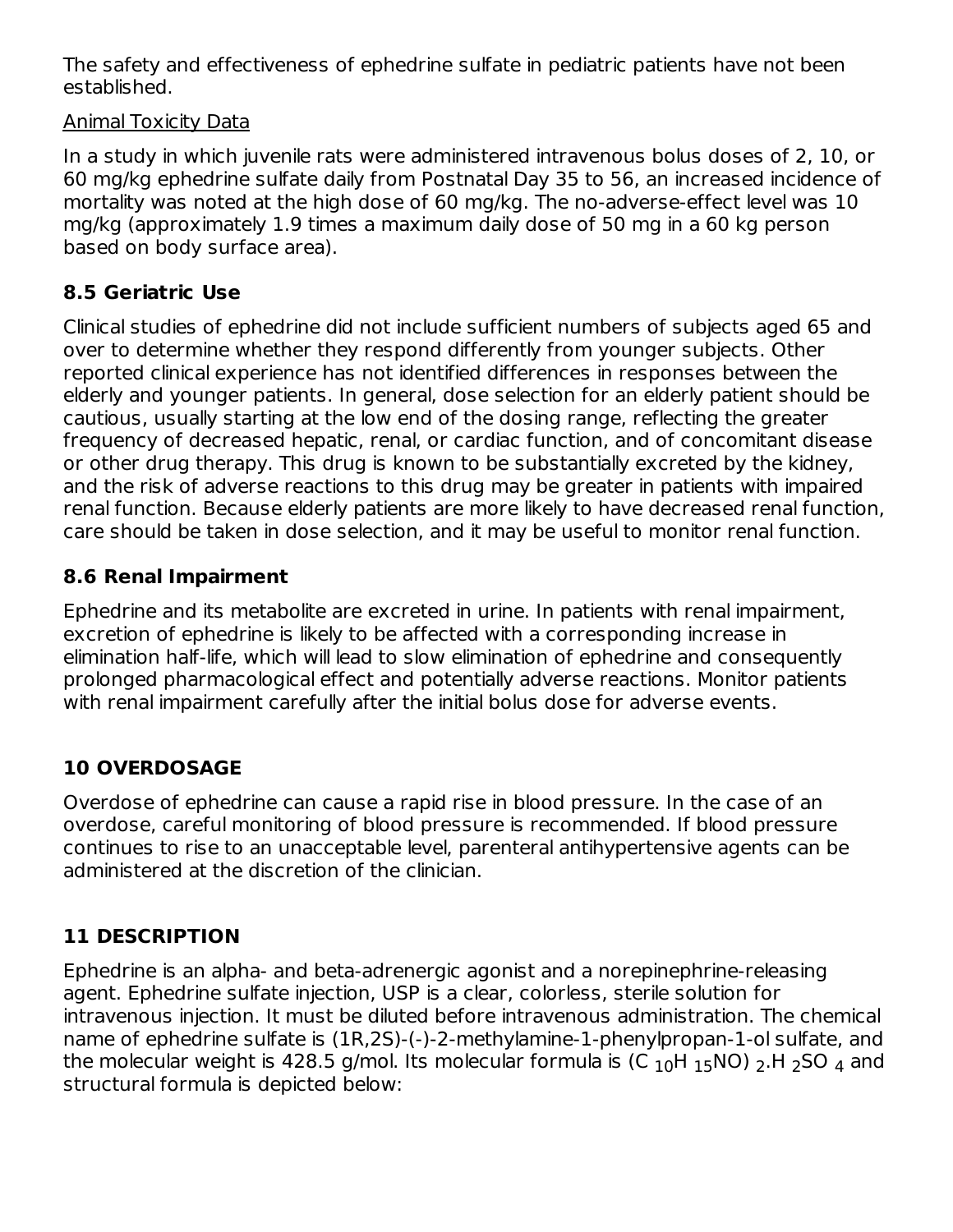The safety and effectiveness of ephedrine sulfate in pediatric patients have not been established.

Animal Toxicity Data

In a study in which juvenile rats were administered intravenous bolus doses of 2, 10, or 60 mg/kg ephedrine sulfate daily from Postnatal Day 35 to 56, an increased incidence of mortality was noted at the high dose of 60 mg/kg. The no-adverse-effect level was 10 mg/kg (approximately 1.9 times a maximum daily dose of 50 mg in a 60 kg person based on body surface area).

### 8.5 Geriatric Use

Clinical studies of ephedrine did not include sufficient numbers of subjects aged 65 and over to determine whether they respond differently from younger subjects. Other reported clinical experience has not identified differences in responses between the elderly and younger patients. In general, dose selection for an elderly patient should be cautious, usually starting at the low end of the dosing range, reflecting the greater frequency of decreased hepatic, renal, or cardiac function, and of concomitant disease or other drug therapy. This drug is known to be substantially excreted by the kidney, and the risk of adverse reactions to this drug may be greater in patients with impaired renal function. Because elderly patients are more likely to have decreased renal function, care should be taken in dose selection, and it may be useful to monitor renal function.

### 8.6 Renal Impairment

Ephedrine and its metabolite are excreted in urine. In patients with renal impairment, excretion of ephedrine is likely to be affected with a corresponding increase in elimination half-life, which will lead to slow elimination of ephedrine and consequently prolonged pharmacological effect and potentially adverse reactions. Monitor patients with renal impairment carefully after the initial bolus dose for adverse events.

## 10 OVERDOSAGE

Overdose of ephedrine can cause a rapid rise in blood pressure. In the case of an overdose, careful monitoring of blood pressure is recommended. If blood pressure continues to rise to an unacceptable level, parenteral antihypertensive agents can be administered at the discretion of the clinician.

## 11 DESCRIPTION

Ephedrine is an alpha- and beta-adrenergic agonist and a norepinephrine-releasing agent. Ephedrine sulfate injection, USP is a clear, colorless, sterile solution for intravenous injection. It must be diluted before intravenous administration. The chemical name of ephedrine sulfate is (1R,2S)-(-)-2-methylamine-1-phenylpropan-1-ol sulfate, and the molecular weight is 428.5 g/mol. Its molecular formula is $(C_{10}H_{15}NO)_2.H_2SO_4$ and structural formula is depicted below: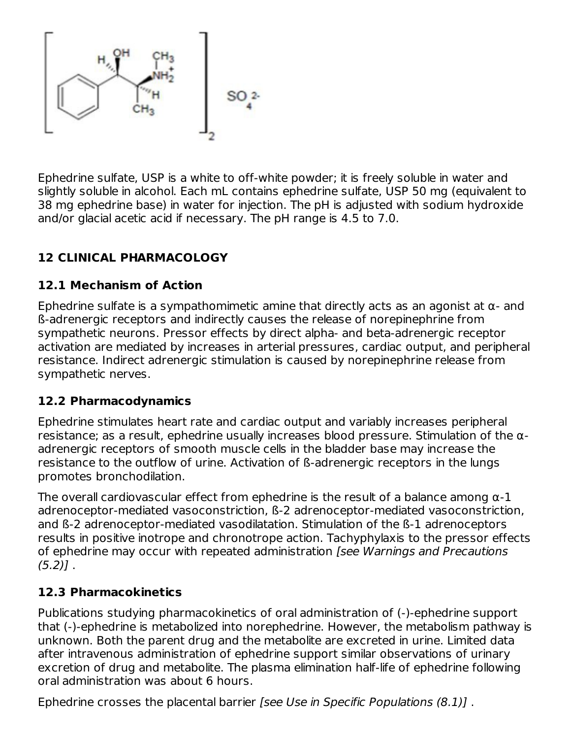Ephedrine sulfate, USP is a white to off-white powder; it is freely soluble in water and slightly soluble in alcohol. Each mL contains ephedrine sulfate, USP 50 mg (equivalent to 38 mg ephedrine base) in water for injection. The pH is adjusted with sodium hydroxide and/or glacial acetic acid if necessary. The pH range is 4.5 to 7.0.

## 12 CLINICAL PHARMACOLOGY

### 12.1 Mechanism of Action

Ephedrine sulfate is a sympathomimetic amine that directly acts as an agonist at α- and ß-adrenergic receptors and indirectly causes the release of norepinephrine from sympathetic neurons. Pressor effects by direct alpha- and beta-adrenergic receptor activation are mediated by increases in arterial pressures, cardiac output, and peripheral resistance. Indirect adrenergic stimulation is caused by norepinephrine release from sympathetic nerves.

### 12.2 Pharmacodynamics

Ephedrine stimulates heart rate and cardiac output and variably increases peripheral resistance; as a result, ephedrine usually increases blood pressure. Stimulation of the α-adrenergic receptors of smooth muscle cells in the bladder base may increase the resistance to the outflow of urine. Activation of ß-adrenergic receptors in the lungs promotes bronchodilation.

The overall cardiovascular effect from ephedrine is the result of a balance among α-1 adrenoceptor-mediated vasoconstriction, ß-2 adrenoceptor-mediated vasoconstriction, and ß-2 adrenoceptor-mediated vasodilatation. Stimulation of the ß-1 adrenoceptors results in positive inotrope and chronotrope action. Tachyphylaxis to the pressor effects of ephedrine may occur with repeated administration *[see Warnings and Precautions (5.2)]* .

### 12.3 Pharmacokinetics

Publications studying pharmacokinetics of oral administration of (-)-ephedrine support that (-)-ephedrine is metabolized into norephedrine. However, the metabolism pathway is unknown. Both the parent drug and the metabolite are excreted in urine. Limited data after intravenous administration of ephedrine support similar observations of urinary excretion of drug and metabolite. The plasma elimination half-life of ephedrine following oral administration was about 6 hours.

Ephedrine crosses the placental barrier *[see Use in Specific Populations (8.1)]* .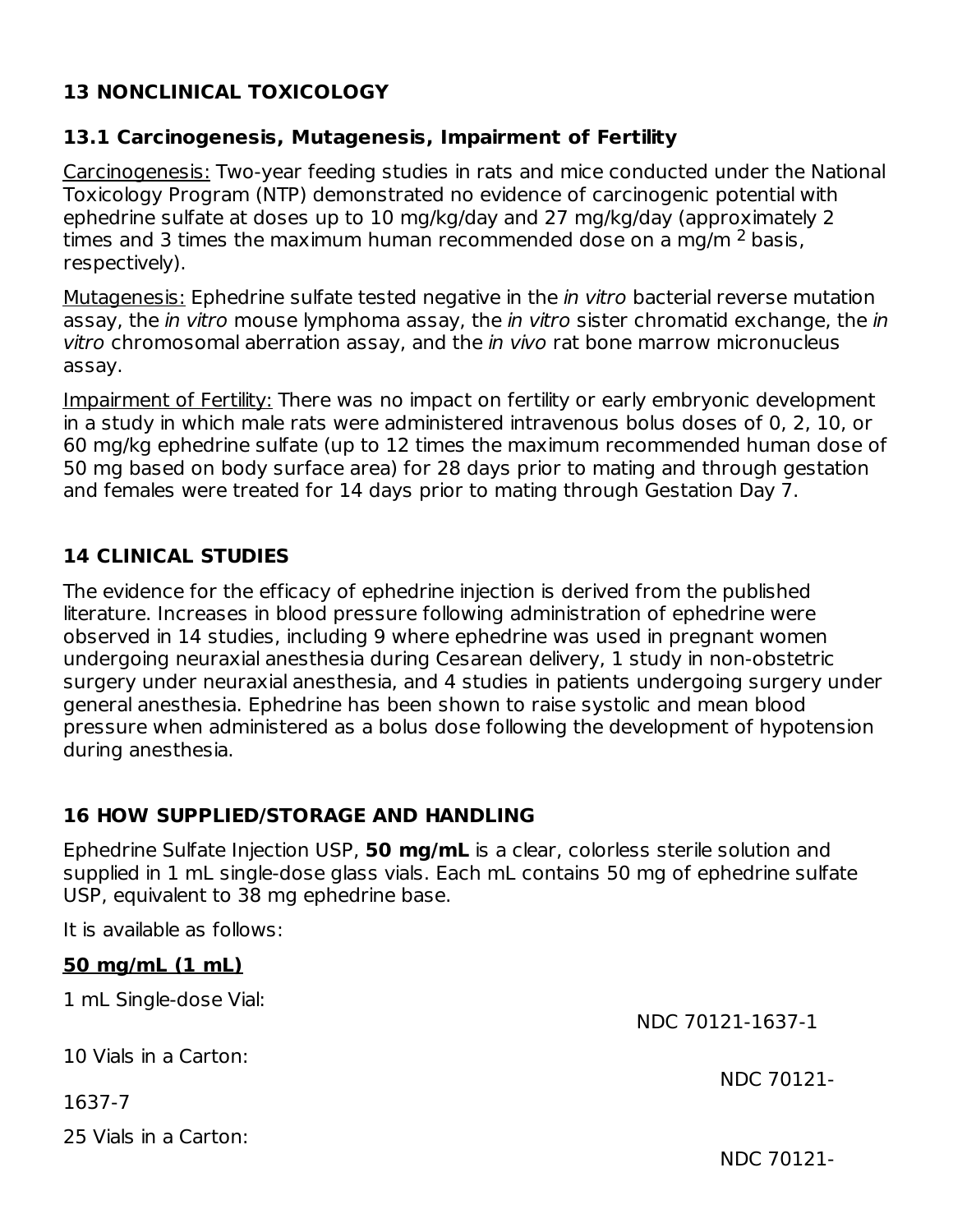## 13 NONCLINICAL TOXICOLOGY

### 13.1 Carcinogenesis, Mutagenesis, Impairment of Fertility

Carcinogenesis: Two-year feeding studies in rats and mice conducted under the National Toxicology Program (NTP) demonstrated no evidence of carcinogenic potential with ephedrine sulfate at doses up to 10 mg/kg/day and 27 mg/kg/day (approximately 2 times and 3 times the maximum human recommended dose on a mg/m $^2$ basis, respectively).

Mutagenesis: Ephedrine sulfate tested negative in the *in vitro* bacterial reverse mutation assay, the *in vitro* mouse lymphoma assay, the *in vitro* sister chromatid exchange, the *in vitro* chromosomal aberration assay, and the *in vivo* rat bone marrow micronucleus assay.

Impairment of Fertility: There was no impact on fertility or early embryonic development in a study in which male rats were administered intravenous bolus doses of 0, 2, 10, or 60 mg/kg ephedrine sulfate (up to 12 times the maximum recommended human dose of 50 mg based on body surface area) for 28 days prior to mating and through gestation and females were treated for 14 days prior to mating through Gestation Day 7.

## 14 CLINICAL STUDIES

The evidence for the efficacy of ephedrine injection is derived from the published literature. Increases in blood pressure following administration of ephedrine were observed in 14 studies, including 9 where ephedrine was used in pregnant women undergoing neuraxial anesthesia during Cesarean delivery, 1 study in non-obstetric surgery under neuraxial anesthesia, and 4 studies in patients undergoing surgery under general anesthesia. Ephedrine has been shown to raise systolic and mean blood pressure when administered as a bolus dose following the development of hypotension during anesthesia.

## 16 HOW SUPPLIED/STORAGE AND HANDLING

Ephedrine Sulfate Injection USP, **50 mg/mL** is a clear, colorless sterile solution and supplied in 1 mL single-dose glass vials. Each mL contains 50 mg of ephedrine sulfate USP, equivalent to 38 mg ephedrine base.

It is available as follows:

**50 mg/mL (1 mL)**

1 mL Single-dose Vial: NDC 70121-1637-1

10 Vials in a Carton: NDC 70121-1637-7

25 Vials in a Carton: NDC 70121-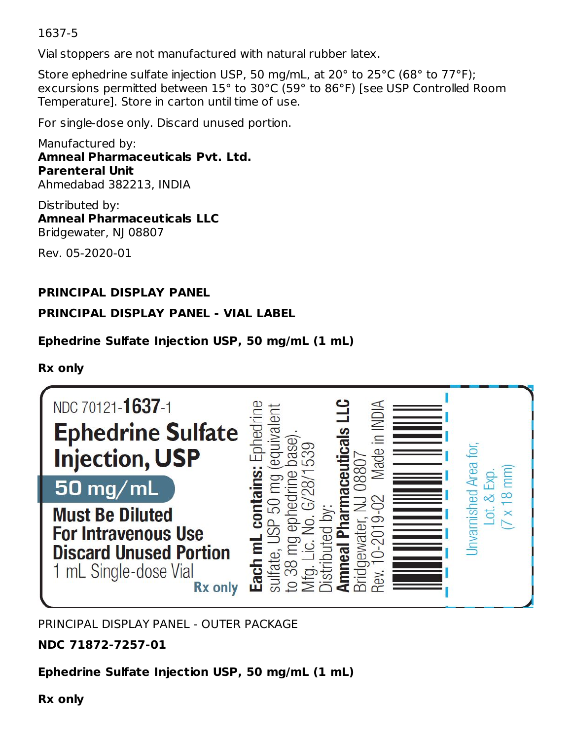1637-5

Vial stoppers are not manufactured with natural rubber latex.

Store ephedrine sulfate injection USP, 50 mg/mL, at 20° to 25°C (68° to 77°F); excursions permitted between 15° to 30°C (59° to 86°F) [see USP Controlled Room Temperature]. Store in carton until time of use.

For single-dose only. Discard unused portion.

Manufactured by:
**Amneal Pharmaceuticals Pvt. Ltd.**
**Parenteral Unit**
Ahmedabad 382213, INDIA

Distributed by:
**Amneal Pharmaceuticals LLC**
Bridgewater, NJ 08807

Rev. 05-2020-01

**PRINCIPAL DISPLAY PANEL**

**PRINCIPAL DISPLAY PANEL - VIAL LABEL**

**Ephedrine Sulfate Injection USP, 50 mg/mL (1 mL)**

**Rx only**

NDC 70121-**1637**-1

**Ephedrine Sulfate Injection, USP**

**50 mg/mL**

**Must Be Diluted**
**For Intravenous Use**
**Discard Unused Portion**
1 mL Single-dose Vial

**Rx only**

**Each mL contains:** Ephedrine sulfate, USP 50 mg (equivalent to 38 mg ephedrine base).
Mfg. Lic. No. G/28/1539
Distributed by:
**Amneal Pharmaceuticals LLC**
Bridgewater, NJ 08807 Made in INDIA
Rev. 10-2019-02

Unvarnished Area for, Lot. & Exp. (7 x 18 mm)

PRINCIPAL DISPLAY PANEL - OUTER PACKAGE

**NDC 71872-7257-01**

**Ephedrine Sulfate Injection USP, 50 mg/mL (1 mL)**

**Rx only**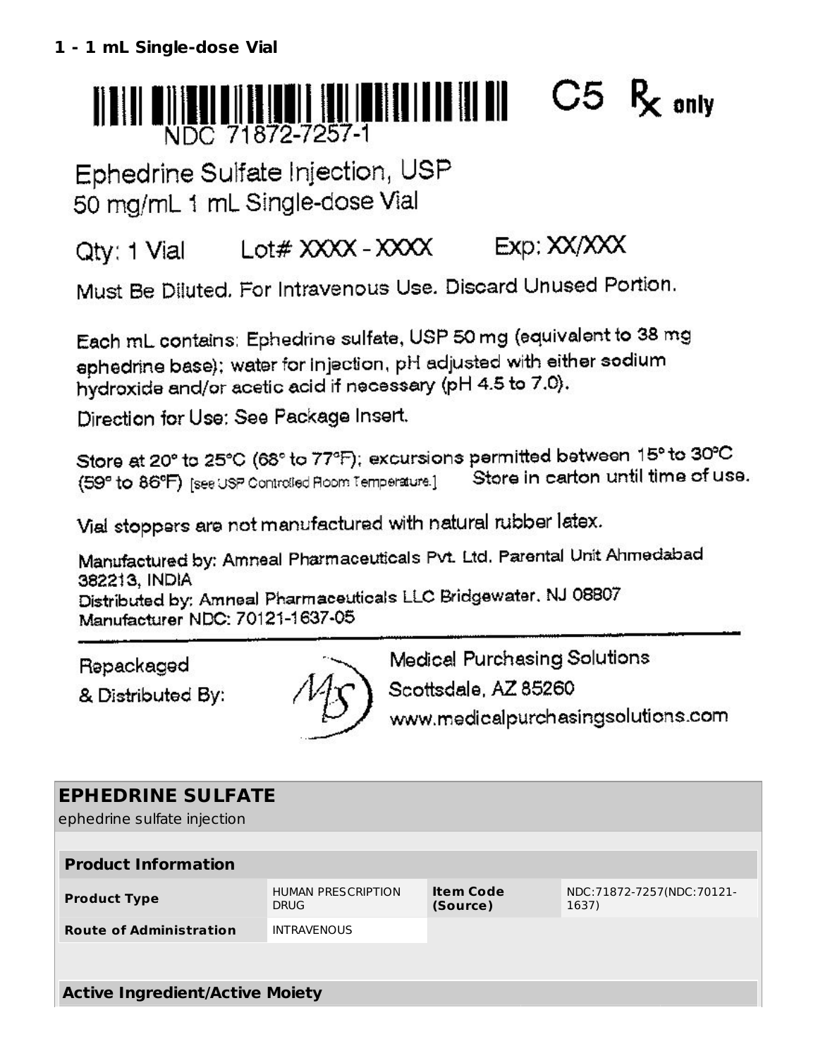**1 - 1 mL Single-dose Vial**

NDC 71872-7257-1

C5 Rx only

Ephedrine Sulfate Injection, USP
50 mg/mL 1 mL Single-dose Vial

Qty: 1 Vial Lot# XXXX - XXXX Exp: XX/XXX

Must Be Diluted. For Intravenous Use. Discard Unused Portion.

Each mL contains: Ephedrine sulfate, USP 50 mg (equivalent to 38 mg ephedrine base); water for injection, pH adjusted with either sodium hydroxide and/or acetic acid if necessary (pH 4.5 to 7.0).

Direction for Use: See Package Insert.

Store at 20° to 25°C (68° to 77°F); excursions permitted between 15° to 30°C (59° to 86°F) [see USP Controlled Room Temperature.] Store in carton until time of use.

Vial stoppers are not manufactured with natural rubber latex.

Manufactured by: Amneal Pharmaceuticals Pvt. Ltd. Parental Unit Ahmedabad 382213, INDIA
Distributed by: Amneal Pharmaceuticals LLC Bridgewater, NJ 08807
Manufacturer NDC: 70121-1637-05

Repackaged & Distributed By:
Medical Purchasing Solutions
Scottsdale, AZ 85260
www.medicalpurchasingsolutions.com

## EPHEDRINE SULFATE

ephedrine sulfate injection

| Product Information | | | |
|---|---|---|---|
| **Product Type** | HUMAN PRESCRIPTION DRUG | **Item Code (Source)** | NDC:71872-7257(NDC:70121-1637) |
| **Route of Administration** | INTRAVENOUS | | |

| Active Ingredient/Active Moiety |
|---|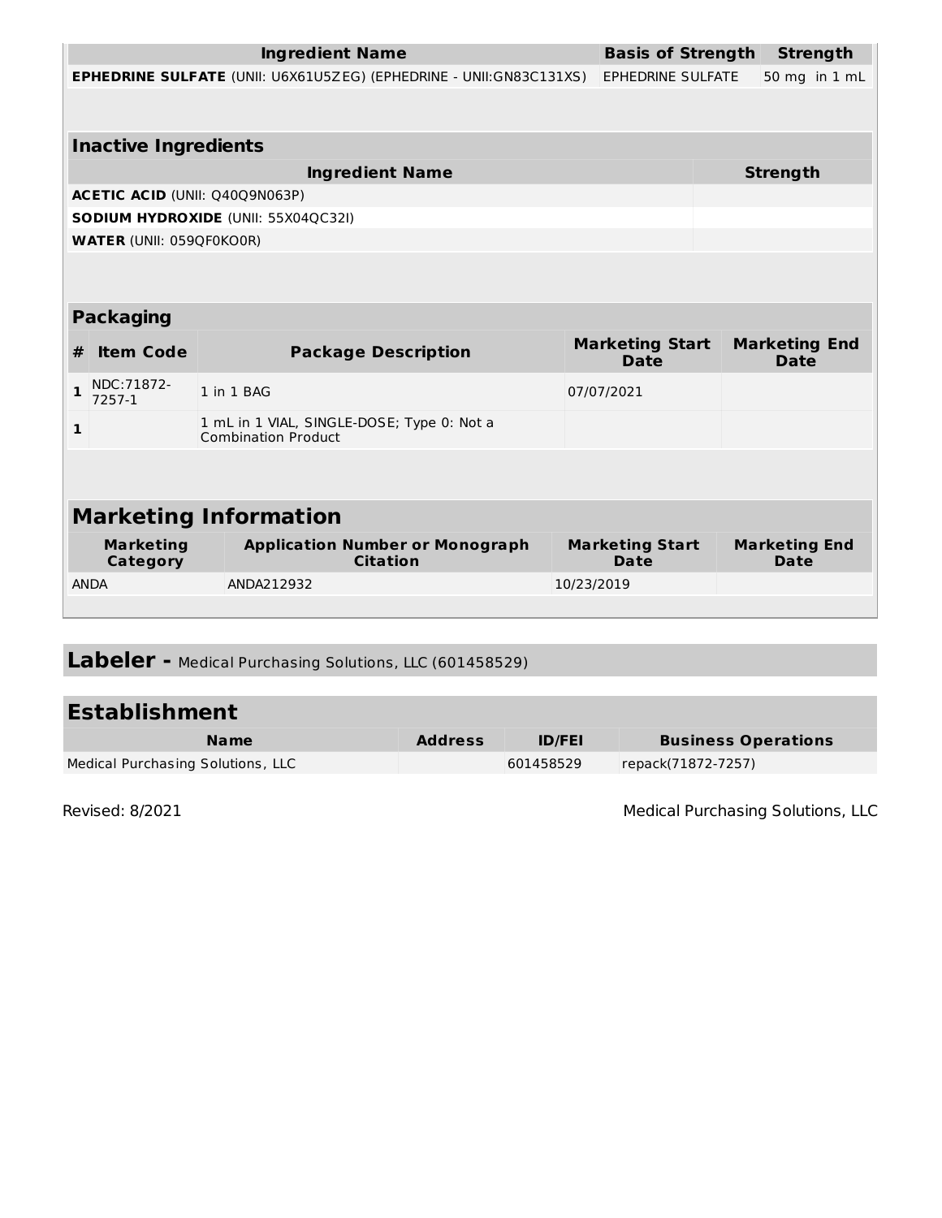| Ingredient Name | Basis of Strength | Strength |
|---|---|---|
| **EPHEDRINE SULFATE** (UNII: U6X61U5ZEG) (EPHEDRINE - UNII:GN83C131XS) | EPHEDRINE SULFATE | 50 mg in 1 mL |

### Inactive Ingredients

| Ingredient Name | Strength |
|---|---|
| **ACETIC ACID** (UNII: Q40Q9N063P) | |
| **SODIUM HYDROXIDE** (UNII: 55X04QC32I) | |
| **WATER** (UNII: 059QF0KO0R) | |

### Packaging

| # | Item Code | Package Description | Marketing Start Date | Marketing End Date |
|---|---|---|---|---|
| 1 | NDC:71872-7257-1 | 1 in 1 BAG | 07/07/2021 | |
| 1 | | 1 mL in 1 VIAL, SINGLE-DOSE; Type 0: Not a Combination Product | | |

### Marketing Information

| Marketing Category | Application Number or Monograph Citation | Marketing Start Date | Marketing End Date |
|---|---|---|---|
| ANDA | ANDA212932 | 10/23/2019 | |

## Labeler - Medical Purchasing Solutions, LLC (601458529)

## Establishment

| Name | Address | ID/FEI | Business Operations |
|---|---|---|---|
| Medical Purchasing Solutions, LLC | | 601458529 | repack(71872-7257) |

Revised: 8/2021

Medical Purchasing Solutions, LLC